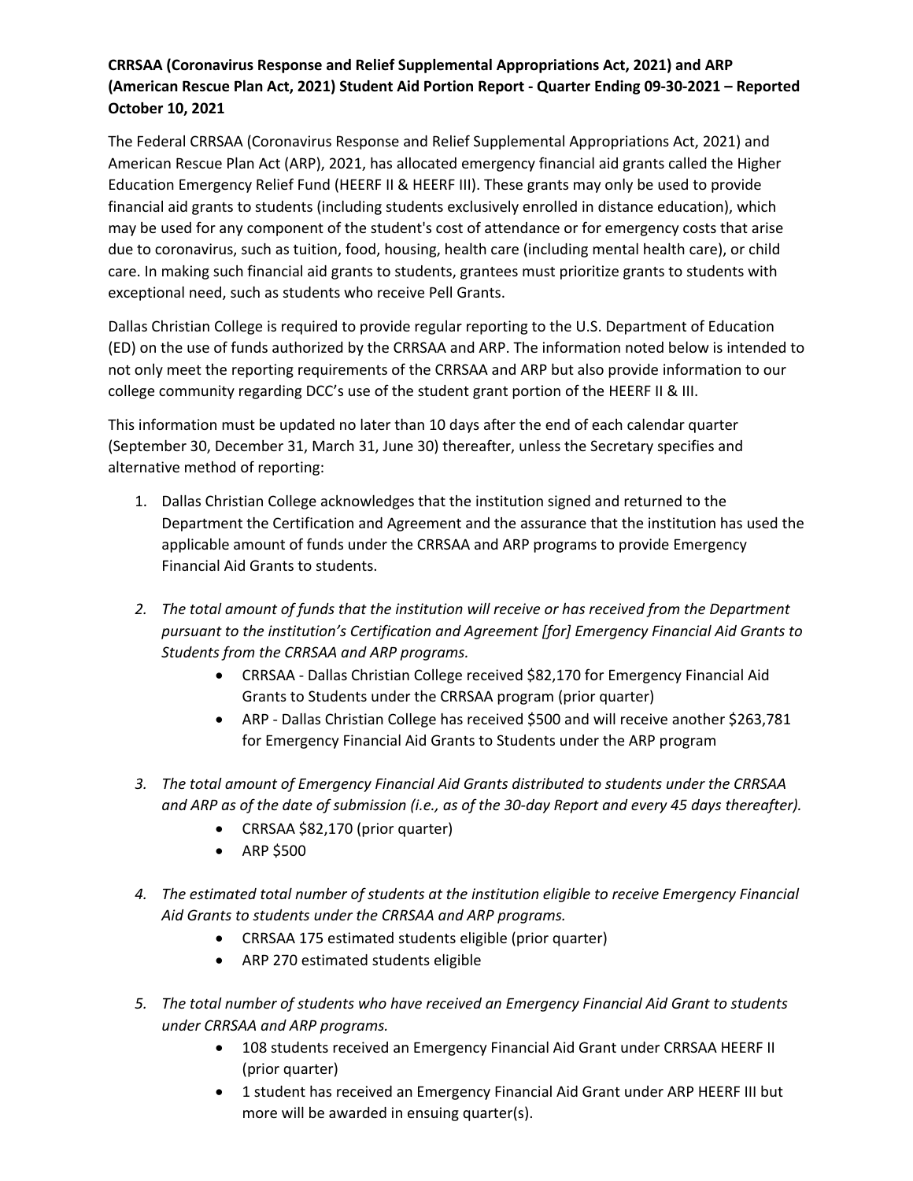**CRRSAA (Coronavirus Response and Relief Supplemental Appropriations Act, 2021) and ARP (American Rescue Plan Act, 2021) Student Aid Portion Report - Quarter Ending 09-30-2021 – Reported October 10, 2021**

The Federal CRRSAA (Coronavirus Response and Relief Supplemental Appropriations Act, 2021) and American Rescue Plan Act (ARP), 2021, has allocated emergency financial aid grants called the Higher Education Emergency Relief Fund (HEERF II & HEERF III). These grants may only be used to provide financial aid grants to students (including students exclusively enrolled in distance education), which may be used for any component of the student's cost of attendance or for emergency costs that arise due to coronavirus, such as tuition, food, housing, health care (including mental health care), or child care. In making such financial aid grants to students, grantees must prioritize grants to students with exceptional need, such as students who receive Pell Grants.

Dallas Christian College is required to provide regular reporting to the U.S. Department of Education (ED) on the use of funds authorized by the CRRSAA and ARP. The information noted below is intended to not only meet the reporting requirements of the CRRSAA and ARP but also provide information to our college community regarding DCC's use of the student grant portion of the HEERF II & III.

This information must be updated no later than 10 days after the end of each calendar quarter (September 30, December 31, March 31, June 30) thereafter, unless the Secretary specifies and alternative method of reporting:

1. Dallas Christian College acknowledges that the institution signed and returned to the Department the Certification and Agreement and the assurance that the institution has used the applicable amount of funds under the CRRSAA and ARP programs to provide Emergency Financial Aid Grants to students.

2. *The total amount of funds that the institution will receive or has received from the Department pursuant to the institution's Certification and Agreement [for] Emergency Financial Aid Grants to Students from the CRRSAA and ARP programs.*
   - CRRSAA - Dallas Christian College received $82,170 for Emergency Financial Aid Grants to Students under the CRRSAA program (prior quarter)
   - ARP - Dallas Christian College has received $500 and will receive another $263,781 for Emergency Financial Aid Grants to Students under the ARP program

3. *The total amount of Emergency Financial Aid Grants distributed to students under the CRRSAA and ARP as of the date of submission (i.e., as of the 30-day Report and every 45 days thereafter).*
   - CRRSAA $82,170 (prior quarter)
   - ARP $500

4. *The estimated total number of students at the institution eligible to receive Emergency Financial Aid Grants to students under the CRRSAA and ARP programs.*
   - CRRSAA 175 estimated students eligible (prior quarter)
   - ARP 270 estimated students eligible

5. *The total number of students who have received an Emergency Financial Aid Grant to students under CRRSAA and ARP programs.*
   - 108 students received an Emergency Financial Aid Grant under CRRSAA HEERF II (prior quarter)
   - 1 student has received an Emergency Financial Aid Grant under ARP HEERF III but more will be awarded in ensuing quarter(s).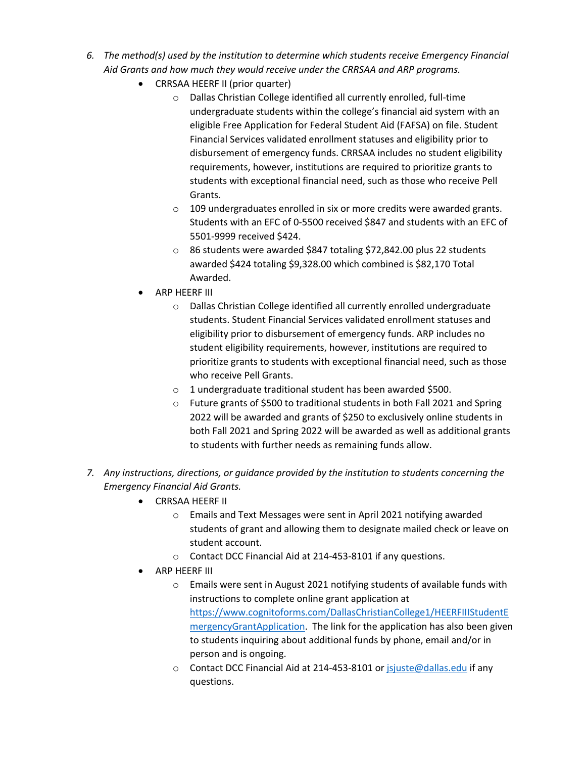6. *The method(s) used by the institution to determine which students receive Emergency Financial Aid Grants and how much they would receive under the CRRSAA and ARP programs.*
    - CRRSAA HEERF II (prior quarter)
        - Dallas Christian College identified all currently enrolled, full-time undergraduate students within the college's financial aid system with an eligible Free Application for Federal Student Aid (FAFSA) on file. Student Financial Services validated enrollment statuses and eligibility prior to disbursement of emergency funds. CRRSAA includes no student eligibility requirements, however, institutions are required to prioritize grants to students with exceptional financial need, such as those who receive Pell Grants.
        - 109 undergraduates enrolled in six or more credits were awarded grants. Students with an EFC of 0-5500 received $847 and students with an EFC of 5501-9999 received $424.
        - 86 students were awarded $847 totaling $72,842.00 plus 22 students awarded $424 totaling $9,328.00 which combined is $82,170 Total Awarded.
    - ARP HEERF III
        - Dallas Christian College identified all currently enrolled undergraduate students. Student Financial Services validated enrollment statuses and eligibility prior to disbursement of emergency funds. ARP includes no student eligibility requirements, however, institutions are required to prioritize grants to students with exceptional financial need, such as those who receive Pell Grants.
        - 1 undergraduate traditional student has been awarded $500.
        - Future grants of $500 to traditional students in both Fall 2021 and Spring 2022 will be awarded and grants of $250 to exclusively online students in both Fall 2021 and Spring 2022 will be awarded as well as additional grants to students with further needs as remaining funds allow.

7. *Any instructions, directions, or guidance provided by the institution to students concerning the Emergency Financial Aid Grants.*
    - CRRSAA HEERF II
        - Emails and Text Messages were sent in April 2021 notifying awarded students of grant and allowing them to designate mailed check or leave on student account.
        - Contact DCC Financial Aid at 214-453-8101 if any questions.
    - ARP HEERF III
        - Emails were sent in August 2021 notifying students of available funds with instructions to complete online grant application at [https://www.cognitoforms.com/DallasChristianCollege1/HEERFIIIStudentEmergencyGrantApplication](https://www.cognitoforms.com/DallasChristianCollege1/HEERFIIIStudentEmergencyGrantApplication). The link for the application has also been given to students inquiring about additional funds by phone, email and/or in person and is ongoing.
        - Contact DCC Financial Aid at 214-453-8101 or [jsjuste@dallas.edu](mailto:jsjuste@dallas.edu) if any questions.